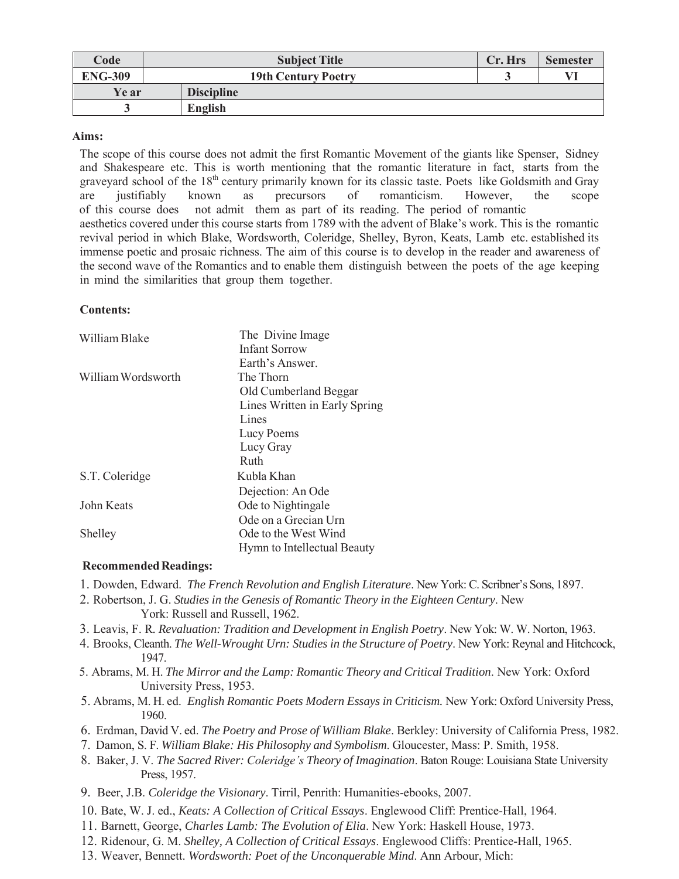| Code | Subject Title | Cr. Hrs | Semester |
|---|---|---|---|
| ENG-309 | 19th Century Poetry | 3 | VI |
| Ye ar | Discipline | | |
| 3 | English | | |

**Aims:**

The scope of this course does not admit the first Romantic Movement of the giants like Spenser, Sidney and Shakespeare etc. This is worth mentioning that the romantic literature in fact, starts from the graveyard school of the 18th century primarily known for its classic taste. Poets like Goldsmith and Gray are justifiably known as precursors of romanticism. However, the scope of this course does not admit them as part of its reading. The period of romantic aesthetics covered under this course starts from 1789 with the advent of Blake's work. This is the romantic revival period in which Blake, Wordsworth, Coleridge, Shelley, Byron, Keats, Lamb etc. established its immense poetic and prosaic richness. The aim of this course is to develop in the reader and awareness of the second wave of the Romantics and to enable them distinguish between the poets of the age keeping in mind the similarities that group them together.

**Contents:**

| | |
|---|---|
| William Blake | The Divine Image |
| | Infant Sorrow |
| | Earth's Answer. |
| William Wordsworth | The Thorn |
| | Old Cumberland Beggar |
| | Lines Written in Early Spring |
| | Lines |
| | Lucy Poems |
| | Lucy Gray |
| | Ruth |
| S.T. Coleridge | Kubla Khan |
| | Dejection: An Ode |
| John Keats | Ode to Nightingale |
| | Ode on a Grecian Urn |
| Shelley | Ode to the West Wind |
| | Hymn to Intellectual Beauty |

**Recommended Readings:**

1. Dowden, Edward. *The French Revolution and English Literature*. New York: C. Scribner's Sons, 1897.
2. Robertson, J. G. *Studies in the Genesis of Romantic Theory in the Eighteen Century*. New York: Russell and Russell, 1962.
3. Leavis, F. R. *Revaluation: Tradition and Development in English Poetry*. New Yok: W. W. Norton, 1963.
4. Brooks, Cleanth. *The Well-Wrought Urn: Studies in the Structure of Poetry*. New York: Reynal and Hitchcock, 1947.
5. Abrams, M. H. *The Mirror and the Lamp: Romantic Theory and Critical Tradition*. New York: Oxford University Press, 1953.
5. Abrams, M. H. ed. *English Romantic Poets Modern Essays in Criticism.* New York: Oxford University Press, 1960.
6. Erdman, David V. ed. *The Poetry and Prose of William Blake*. Berkley: University of California Press, 1982.
7. Damon, S. F. *William Blake: His Philosophy and Symbolism*. Gloucester, Mass: P. Smith, 1958.
8. Baker, J. V. *The Sacred River: Coleridge's Theory of Imagination*. Baton Rouge: Louisiana State University Press, 1957.
9. Beer, J.B. *Coleridge the Visionary*. Tirril, Penrith: Humanities-ebooks, 2007.
10. Bate, W. J. ed., *Keats: A Collection of Critical Essays*. Englewood Cliff: Prentice-Hall, 1964.
11. Barnett, George, *Charles Lamb: The Evolution of Elia*. New York: Haskell House, 1973.
12. Ridenour, G. M. *Shelley, A Collection of Critical Essays*. Englewood Cliffs: Prentice-Hall, 1965.
13. Weaver, Bennett. *Wordsworth: Poet of the Unconquerable Mind*. Ann Arbour, Mich: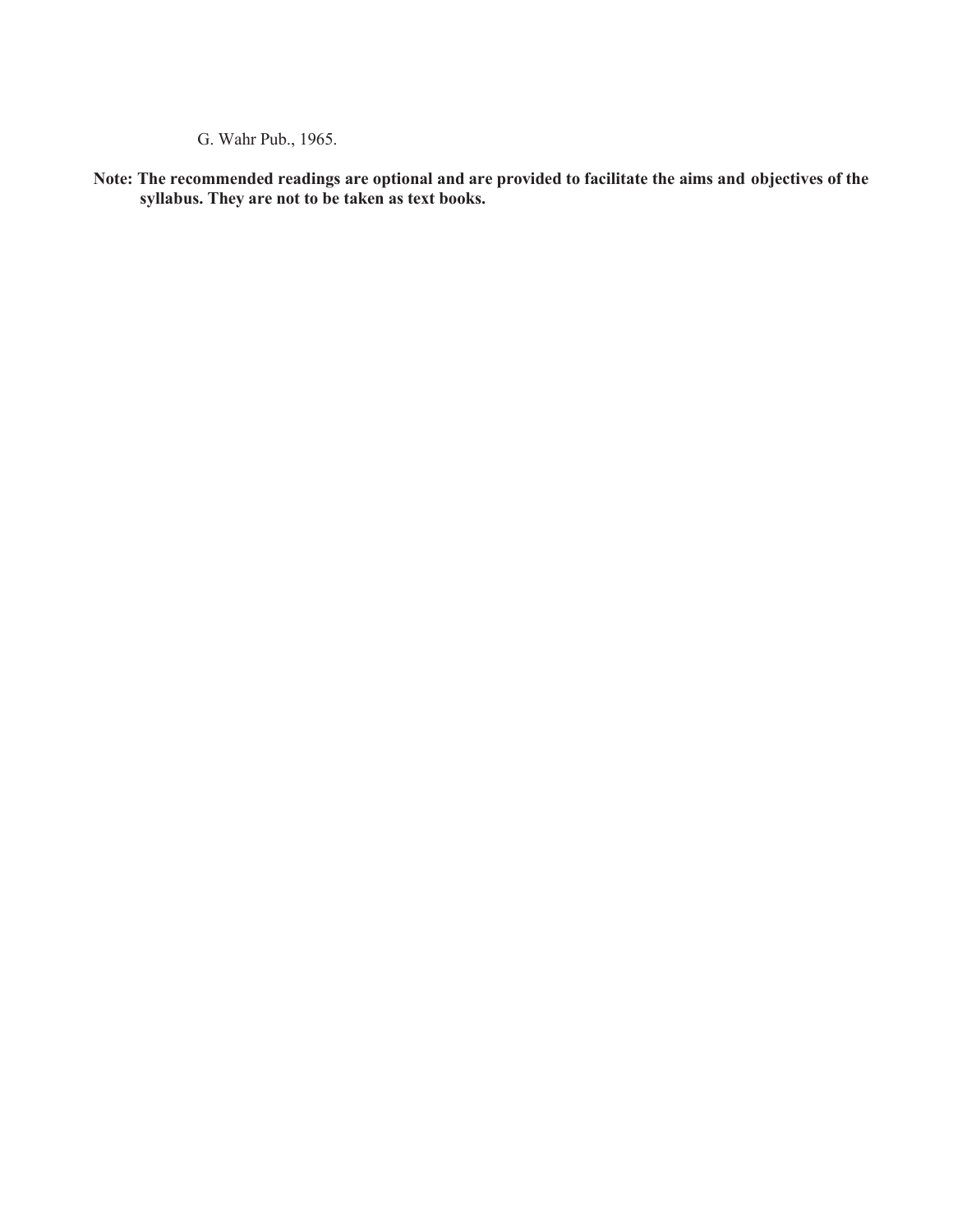G. Wahr Pub., 1965.

**Note: The recommended readings are optional and are provided to facilitate the aims and objectives of the syllabus. They are not to be taken as text books.**